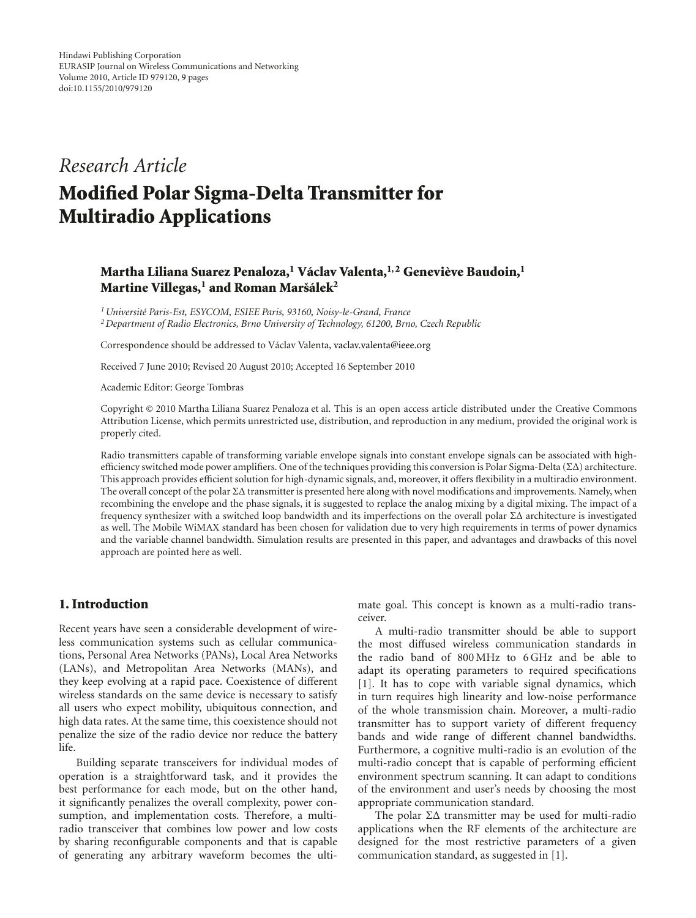Hindawi Publishing Corporation
EURASIP Journal on Wireless Communications and Networking
Volume 2010, Article ID 979120, 9 pages
doi:10.1155/2010/979120

*Research Article*

# Modified Polar Sigma-Delta Transmitter for Multiradio Applications

**Martha Liliana Suarez Penaloza,[1] Václav Valenta,[1,2] Geneviève Baudoin,[1] Martine Villegas,[1] and Roman Maršálek[2]**

[1] *Université Paris-Est, ESYCOM, ESIEE Paris, 93160, Noisy-le-Grand, France*
[2] *Department of Radio Electronics, Brno University of Technology, 61200, Brno, Czech Republic*

Correspondence should be addressed to Václav Valenta, vaclav.valenta@ieee.org

Received 7 June 2010; Revised 20 August 2010; Accepted 16 September 2010

Academic Editor: George Tombras

Copyright © 2010 Martha Liliana Suarez Penaloza et al. This is an open access article distributed under the Creative Commons Attribution License, which permits unrestricted use, distribution, and reproduction in any medium, provided the original work is properly cited.

Radio transmitters capable of transforming variable envelope signals into constant envelope signals can be associated with high-efficiency switched mode power amplifiers. One of the techniques providing this conversion is Polar Sigma-Delta ($\Sigma\Delta$) architecture. This approach provides efficient solution for high-dynamic signals, and, moreover, it offers flexibility in a multiradio environment. The overall concept of the polar $\Sigma\Delta$ transmitter is presented here along with novel modifications and improvements. Namely, when recombining the envelope and the phase signals, it is suggested to replace the analog mixing by a digital mixing. The impact of a frequency synthesizer with a switched loop bandwidth and its imperfections on the overall polar $\Sigma\Delta$ architecture is investigated as well. The Mobile WiMAX standard has been chosen for validation due to very high requirements in terms of power dynamics and the variable channel bandwidth. Simulation results are presented in this paper, and advantages and drawbacks of this novel approach are pointed here as well.

## 1. Introduction

Recent years have seen a considerable development of wireless communication systems such as cellular communications, Personal Area Networks (PANs), Local Area Networks (LANs), and Metropolitan Area Networks (MANs), and they keep evolving at a rapid pace. Coexistence of different wireless standards on the same device is necessary to satisfy all users who expect mobility, ubiquitous connection, and high data rates. At the same time, this coexistence should not penalize the size of the radio device nor reduce the battery life.

Building separate transceivers for individual modes of operation is a straightforward task, and it provides the best performance for each mode, but on the other hand, it significantly penalizes the overall complexity, power consumption, and implementation costs. Therefore, a multi-radio transceiver that combines low power and low costs by sharing reconfigurable components and that is capable of generating any arbitrary waveform becomes the ultimate goal. This concept is known as a multi-radio transceiver.

A multi-radio transmitter should be able to support the most diffused wireless communication standards in the radio band of 800 MHz to 6 GHz and be able to adapt its operating parameters to required specifications [1]. It has to cope with variable signal dynamics, which in turn requires high linearity and low-noise performance of the whole transmission chain. Moreover, a multi-radio transmitter has to support variety of different frequency bands and wide range of different channel bandwidths. Furthermore, a cognitive multi-radio is an evolution of the multi-radio concept that is capable of performing efficient environment spectrum scanning. It can adapt to conditions of the environment and user's needs by choosing the most appropriate communication standard.

The polar $\Sigma\Delta$ transmitter may be used for multi-radio applications when the RF elements of the architecture are designed for the most restrictive parameters of a given communication standard, as suggested in [1].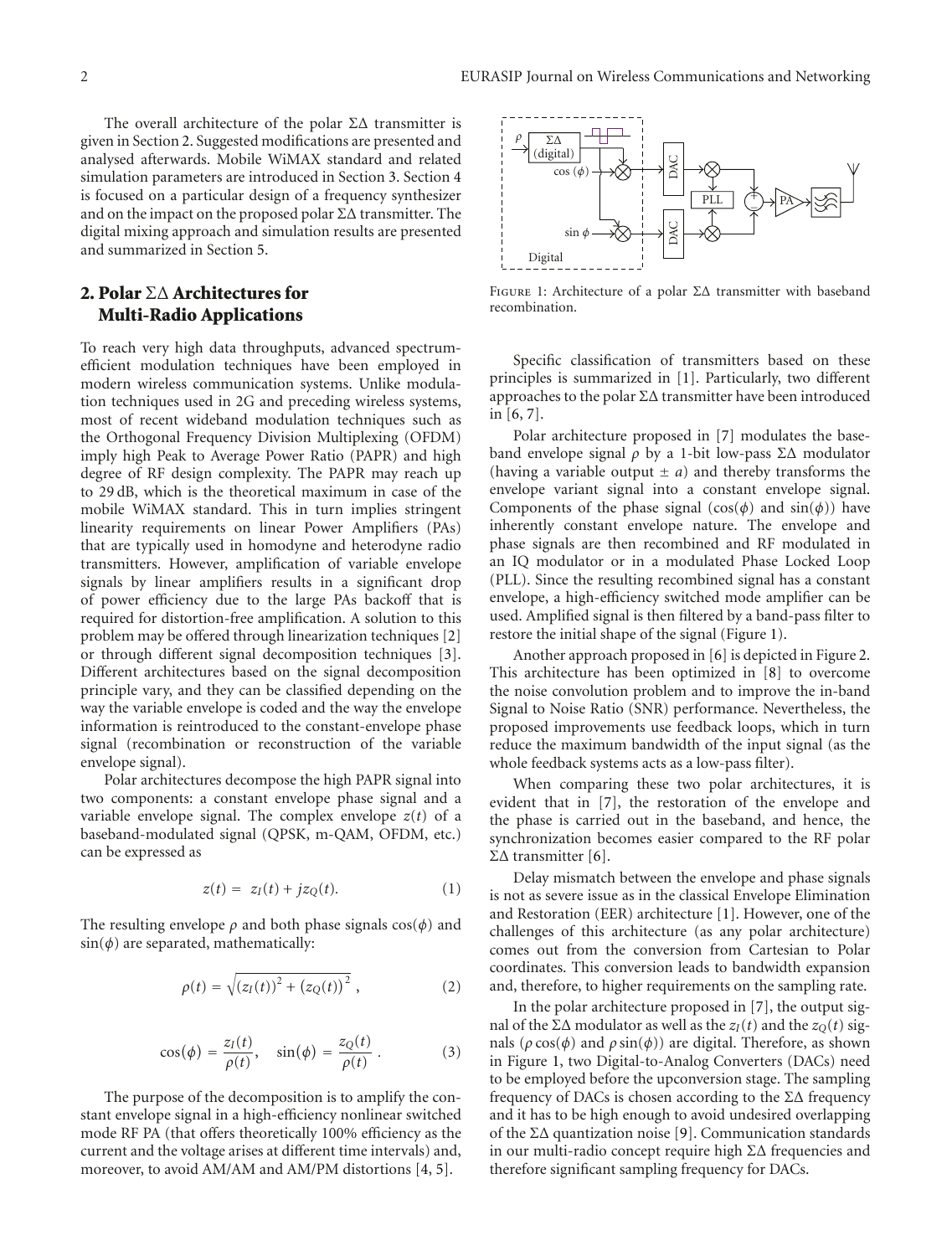The overall architecture of the polar ΣΔ transmitter is given in Section 2. Suggested modifications are presented and analysed afterwards. Mobile WiMAX standard and related simulation parameters are introduced in Section 3. Section 4 is focused on a particular design of a frequency synthesizer and on the impact on the proposed polar ΣΔ transmitter. The digital mixing approach and simulation results are presented and summarized in Section 5.

## 2. Polar ΣΔ Architectures for Multi-Radio Applications

To reach very high data throughputs, advanced spectrum-efficient modulation techniques have been employed in modern wireless communication systems. Unlike modulation techniques used in 2G and preceding wireless systems, most of recent wideband modulation techniques such as the Orthogonal Frequency Division Multiplexing (OFDM) imply high Peak to Average Power Ratio (PAPR) and high degree of RF design complexity. The PAPR may reach up to 29 dB, which is the theoretical maximum in case of the mobile WiMAX standard. This in turn implies stringent linearity requirements on linear Power Amplifiers (PAs) that are typically used in homodyne and heterodyne radio transmitters. However, amplification of variable envelope signals by linear amplifiers results in a significant drop of power efficiency due to the large PAs backoff that is required for distortion-free amplification. A solution to this problem may be offered through linearization techniques [2] or through different signal decomposition techniques [3]. Different architectures based on the signal decomposition principle vary, and they can be classified depending on the way the variable envelope is coded and the way the envelope information is reintroduced to the constant-envelope phase signal (recombination or reconstruction of the variable envelope signal).

Polar architectures decompose the high PAPR signal into two components: a constant envelope phase signal and a variable envelope signal. The complex envelope $z(t)$ of a baseband-modulated signal (QPSK, m-QAM, OFDM, etc.) can be expressed as

$$z(t) = z_I(t) + jz_Q(t). \tag{1}$$

The resulting envelope $\rho$ and both phase signals $\cos(\phi)$ and $\sin(\phi)$ are separated, mathematically:

$$\rho(t) = \sqrt{(z_I(t))^2 + (z_Q(t))^2}, \tag{2}$$

$$\cos(\phi) = \frac{z_I(t)}{\rho(t)}, \quad \sin(\phi) = \frac{z_Q(t)}{\rho(t)}. \tag{3}$$

The purpose of the decomposition is to amplify the constant envelope signal in a high-efficiency nonlinear switched mode RF PA (that offers theoretically 100% efficiency as the current and the voltage arises at different time intervals) and, moreover, to avoid AM/AM and AM/PM distortions [4, 5].

Figure 1: Architecture of a polar ΣΔ transmitter with baseband recombination.

Specific classification of transmitters based on these principles is summarized in [1]. Particularly, two different approaches to the polar ΣΔ transmitter have been introduced in [6, 7].

Polar architecture proposed in [7] modulates the baseband envelope signal $\rho$ by a 1-bit low-pass ΣΔ modulator (having a variable output $\pm a$) and thereby transforms the envelope variant signal into a constant envelope signal. Components of the phase signal ($\cos(\phi)$ and $\sin(\phi)$) have inherently constant envelope nature. The envelope and phase signals are then recombined and RF modulated in an IQ modulator or in a modulated Phase Locked Loop (PLL). Since the resulting recombined signal has a constant envelope, a high-efficiency switched mode amplifier can be used. Amplified signal is then filtered by a band-pass filter to restore the initial shape of the signal (Figure 1).

Another approach proposed in [6] is depicted in Figure 2. This architecture has been optimized in [8] to overcome the noise convolution problem and to improve the in-band Signal to Noise Ratio (SNR) performance. Nevertheless, the proposed improvements use feedback loops, which in turn reduce the maximum bandwidth of the input signal (as the whole feedback systems acts as a low-pass filter).

When comparing these two polar architectures, it is evident that in [7], the restoration of the envelope and the phase is carried out in the baseband, and hence, the synchronization becomes easier compared to the RF polar ΣΔ transmitter [6].

Delay mismatch between the envelope and phase signals is not as severe issue as in the classical Envelope Elimination and Restoration (EER) architecture [1]. However, one of the challenges of this architecture (as any polar architecture) comes out from the conversion from Cartesian to Polar coordinates. This conversion leads to bandwidth expansion and, therefore, to higher requirements on the sampling rate.

In the polar architecture proposed in [7], the output signal of the ΣΔ modulator as well as the $z_I(t)$ and the $z_Q(t)$ signals ($\rho\cos(\phi)$ and $\rho\sin(\phi)$) are digital. Therefore, as shown in Figure 1, two Digital-to-Analog Converters (DACs) need to be employed before the upconversion stage. The sampling frequency of DACs is chosen according to the ΣΔ frequency and it has to be high enough to avoid undesired overlapping of the ΣΔ quantization noise [9]. Communication standards in our multi-radio concept require high ΣΔ frequencies and therefore significant sampling frequency for DACs.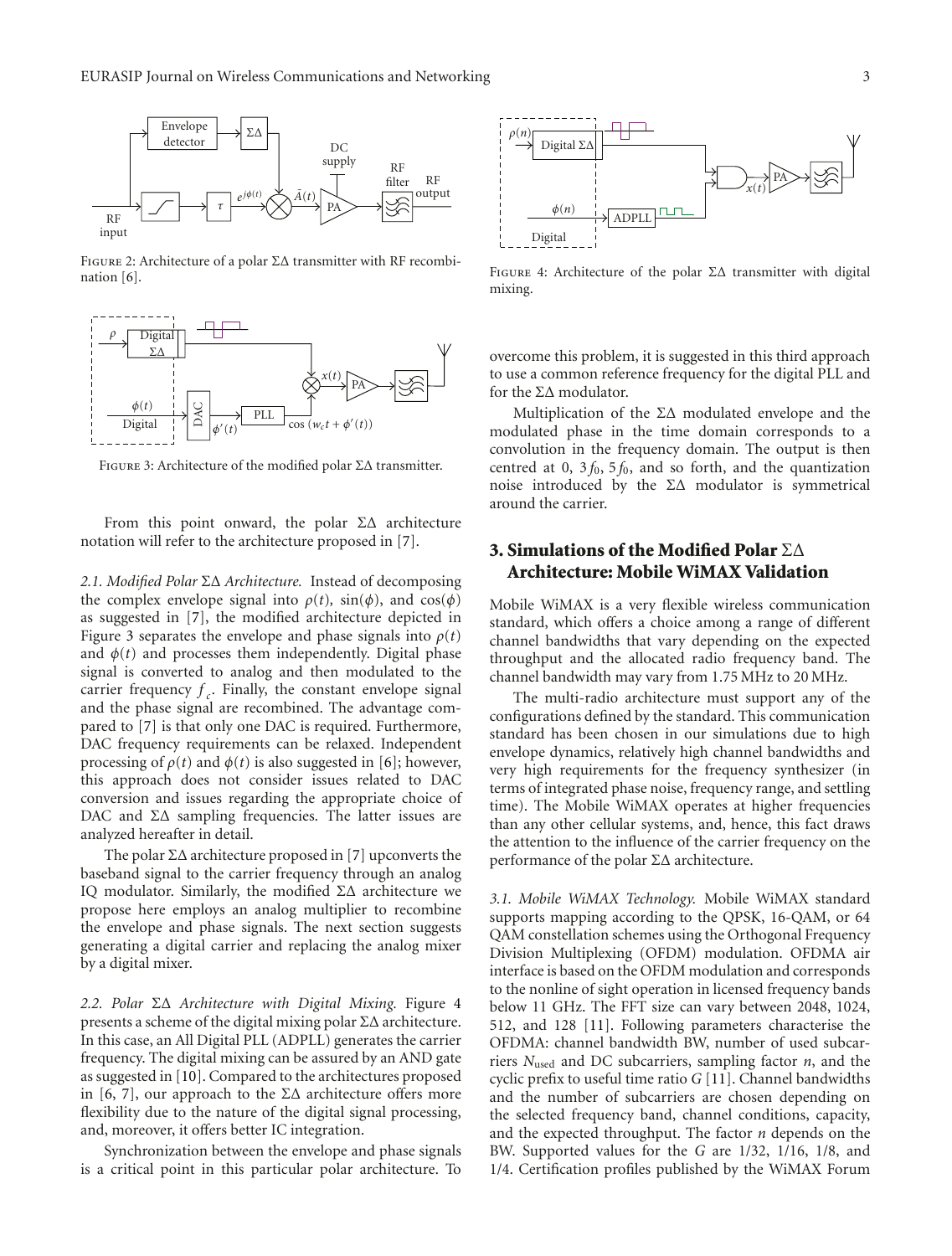Figure 2: Architecture of a polar ΣΔ transmitter with RF recombination [6].

Figure 3: Architecture of the modified polar ΣΔ transmitter.

From this point onward, the polar ΣΔ architecture notation will refer to the architecture proposed in [7].

*2.1. Modified Polar ΣΔ Architecture.* Instead of decomposing the complex envelope signal into $\rho(t)$, $\sin(\phi)$, and $\cos(\phi)$ as suggested in [7], the modified architecture depicted in Figure 3 separates the envelope and phase signals into $\rho(t)$ and $\phi(t)$ and processes them independently. Digital phase signal is converted to analog and then modulated to the carrier frequency $f_c$. Finally, the constant envelope signal and the phase signal are recombined. The advantage compared to [7] is that only one DAC is required. Furthermore, DAC frequency requirements can be relaxed. Independent processing of $\rho(t)$ and $\phi(t)$ is also suggested in [6]; however, this approach does not consider issues related to DAC conversion and issues regarding the appropriate choice of DAC and ΣΔ sampling frequencies. The latter issues are analyzed hereafter in detail.

The polar ΣΔ architecture proposed in [7] upconverts the baseband signal to the carrier frequency through an analog IQ modulator. Similarly, the modified ΣΔ architecture we propose here employs an analog multiplier to recombine the envelope and phase signals. The next section suggests generating a digital carrier and replacing the analog mixer by a digital mixer.

*2.2. Polar ΣΔ Architecture with Digital Mixing.* Figure 4 presents a scheme of the digital mixing polar ΣΔ architecture. In this case, an All Digital PLL (ADPLL) generates the carrier frequency. The digital mixing can be assured by an AND gate as suggested in [10]. Compared to the architectures proposed in [6, 7], our approach to the ΣΔ architecture offers more flexibility due to the nature of the digital signal processing, and, moreover, it offers better IC integration.

Synchronization between the envelope and phase signals is a critical point in this particular polar architecture. To overcome this problem, it is suggested in this third approach to use a common reference frequency for the digital PLL and for the ΣΔ modulator.

Figure 4: Architecture of the polar ΣΔ transmitter with digital mixing.

Multiplication of the ΣΔ modulated envelope and the modulated phase in the time domain corresponds to a convolution in the frequency domain. The output is then centred at 0, $3f_0$, $5f_0$, and so forth, and the quantization noise introduced by the ΣΔ modulator is symmetrical around the carrier.

## 3. Simulations of the Modified Polar ΣΔ Architecture: Mobile WiMAX Validation

Mobile WiMAX is a very flexible wireless communication standard, which offers a choice among a range of different channel bandwidths that vary depending on the expected throughput and the allocated radio frequency band. The channel bandwidth may vary from 1.75 MHz to 20 MHz.

The multi-radio architecture must support any of the configurations defined by the standard. This communication standard has been chosen in our simulations due to high envelope dynamics, relatively high channel bandwidths and very high requirements for the frequency synthesizer (in terms of integrated phase noise, frequency range, and settling time). The Mobile WiMAX operates at higher frequencies than any other cellular systems, and, hence, this fact draws the attention to the influence of the carrier frequency on the performance of the polar ΣΔ architecture.

*3.1. Mobile WiMAX Technology.* Mobile WiMAX standard supports mapping according to the QPSK, 16-QAM, or 64 QAM constellation schemes using the Orthogonal Frequency Division Multiplexing (OFDM) modulation. OFDMA air interface is based on the OFDM modulation and corresponds to the nonline of sight operation in licensed frequency bands below 11 GHz. The FFT size can vary between 2048, 1024, 512, and 128 [11]. Following parameters characterise the OFDMA: channel bandwidth BW, number of used subcarriers $N_{\text{used}}$ and DC subcarriers, sampling factor $n$, and the cyclic prefix to useful time ratio $G$ [11]. Channel bandwidths and the number of subcarriers are chosen depending on the selected frequency band, channel conditions, capacity, and the expected throughput. The factor $n$ depends on the BW. Supported values for the $G$ are 1/32, 1/16, 1/8, and 1/4. Certification profiles published by the WiMAX Forum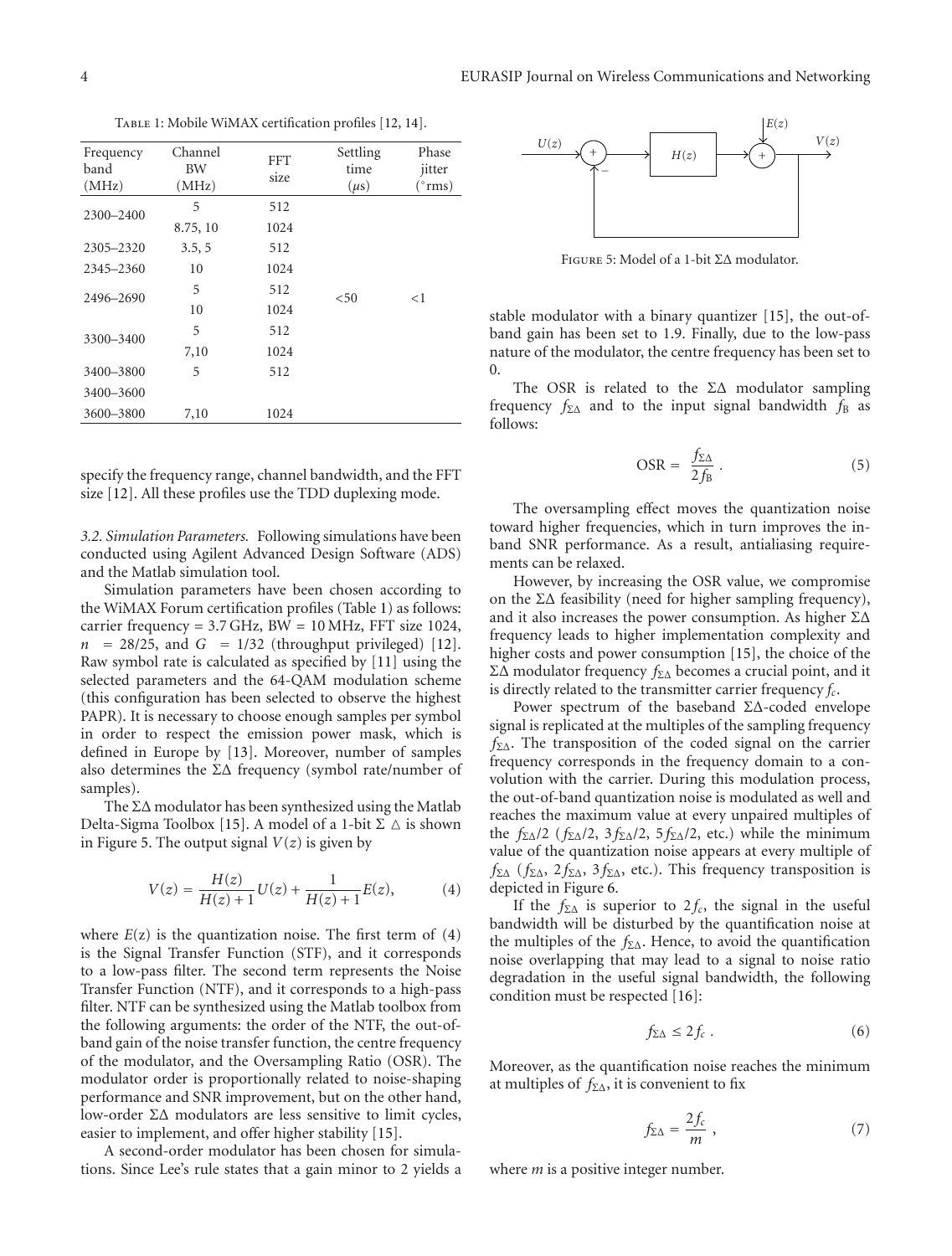Table 1: Mobile WiMAX certification profiles [12, 14].

| Frequency band (MHz) | Channel BW (MHz) | FFT size | Settling time ($\mu$s) | Phase jitter (°rms) |
|---|---|---|---|---|
| 2300–2400 | 5 | 512 | <50 | <1 |
| | 8.75, 10 | 1024 | | |
| 2305–2320 | 3.5, 5 | 512 | | |
| 2345–2360 | 10 | 1024 | | |
| 2496–2690 | 5 | 512 | | |
| | 10 | 1024 | | |
| 3300–3400 | 5 | 512 | | |
| | 7,10 | 1024 | | |
| 3400–3800 | 5 | 512 | | |
| 3400–3600 | | | | |
| 3600–3800 | 7,10 | 1024 | | |

specify the frequency range, channel bandwidth, and the FFT size [12]. All these profiles use the TDD duplexing mode.

*3.2. Simulation Parameters.* Following simulations have been conducted using Agilent Advanced Design Software (ADS) and the Matlab simulation tool.

Simulation parameters have been chosen according to the WiMAX Forum certification profiles (Table 1) as follows: carrier frequency = 3.7 GHz, BW = 10 MHz, FFT size 1024, $n = 28/25$, and $G = 1/32$ (throughput privileged) [12]. Raw symbol rate is calculated as specified by [11] using the selected parameters and the 64-QAM modulation scheme (this configuration has been selected to observe the highest PAPR). It is necessary to choose enough samples per symbol in order to respect the emission power mask, which is defined in Europe by [13]. Moreover, number of samples also determines the ΣΔ frequency (symbol rate/number of samples).

The ΣΔ modulator has been synthesized using the Matlab Delta-Sigma Toolbox [15]. A model of a 1-bit Σ △ is shown in Figure 5. The output signal $V(z)$ is given by

$$V(z) = \frac{H(z)}{H(z)+1}U(z) + \frac{1}{H(z)+1}E(z), \tag{4}$$

where $E(z)$ is the quantization noise. The first term of (4) is the Signal Transfer Function (STF), and it corresponds to a low-pass filter. The second term represents the Noise Transfer Function (NTF), and it corresponds to a high-pass filter. NTF can be synthesized using the Matlab toolbox from the following arguments: the order of the NTF, the out-of-band gain of the noise transfer function, the centre frequency of the modulator, and the Oversampling Ratio (OSR). The modulator order is proportionally related to noise-shaping performance and SNR improvement, but on the other hand, low-order ΣΔ modulators are less sensitive to limit cycles, easier to implement, and offer higher stability [15].

A second-order modulator has been chosen for simulations. Since Lee's rule states that a gain minor to 2 yields a stable modulator with a binary quantizer [15], the out-of-band gain has been set to 1.9. Finally, due to the low-pass nature of the modulator, the centre frequency has been set to 0.

Figure 5: Model of a 1-bit ΣΔ modulator.

The OSR is related to the ΣΔ modulator sampling frequency $f_{\Sigma\Delta}$ and to the input signal bandwidth $f_B$ as follows:

$$\text{OSR} = \frac{f_{\Sigma\Delta}}{2f_B}. \tag{5}$$

The oversampling effect moves the quantization noise toward higher frequencies, which in turn improves the in-band SNR performance. As a result, antialiasing requirements can be relaxed.

However, by increasing the OSR value, we compromise on the ΣΔ feasibility (need for higher sampling frequency), and it also increases the power consumption. As higher ΣΔ frequency leads to higher implementation complexity and higher costs and power consumption [15], the choice of the ΣΔ modulator frequency $f_{\Sigma\Delta}$ becomes a crucial point, and it is directly related to the transmitter carrier frequency $f_c$.

Power spectrum of the baseband ΣΔ-coded envelope signal is replicated at the multiples of the sampling frequency $f_{\Sigma\Delta}$. The transposition of the coded signal on the carrier frequency corresponds in the frequency domain to a convolution with the carrier. During this modulation process, the out-of-band quantization noise is modulated as well and reaches the maximum value at every unpaired multiples of the $f_{\Sigma\Delta}/2$ ($f_{\Sigma\Delta}/2$, $3f_{\Sigma\Delta}/2$, $5f_{\Sigma\Delta}/2$, etc.) while the minimum value of the quantization noise appears at every multiple of $f_{\Sigma\Delta}$ ($f_{\Sigma\Delta}$, $2f_{\Sigma\Delta}$, $3f_{\Sigma\Delta}$, etc.). This frequency transposition is depicted in Figure 6.

If the $f_{\Sigma\Delta}$ is superior to $2f_c$, the signal in the useful bandwidth will be disturbed by the quantification noise at the multiples of the $f_{\Sigma\Delta}$. Hence, to avoid the quantification noise overlapping that may lead to a signal to noise ratio degradation in the useful signal bandwidth, the following condition must be respected [16]:

$$f_{\Sigma\Delta} \leq 2f_c. \tag{6}$$

Moreover, as the quantification noise reaches the minimum at multiples of $f_{\Sigma\Delta}$, it is convenient to fix

$$f_{\Sigma\Delta} = \frac{2f_c}{m}, \tag{7}$$

where $m$ is a positive integer number.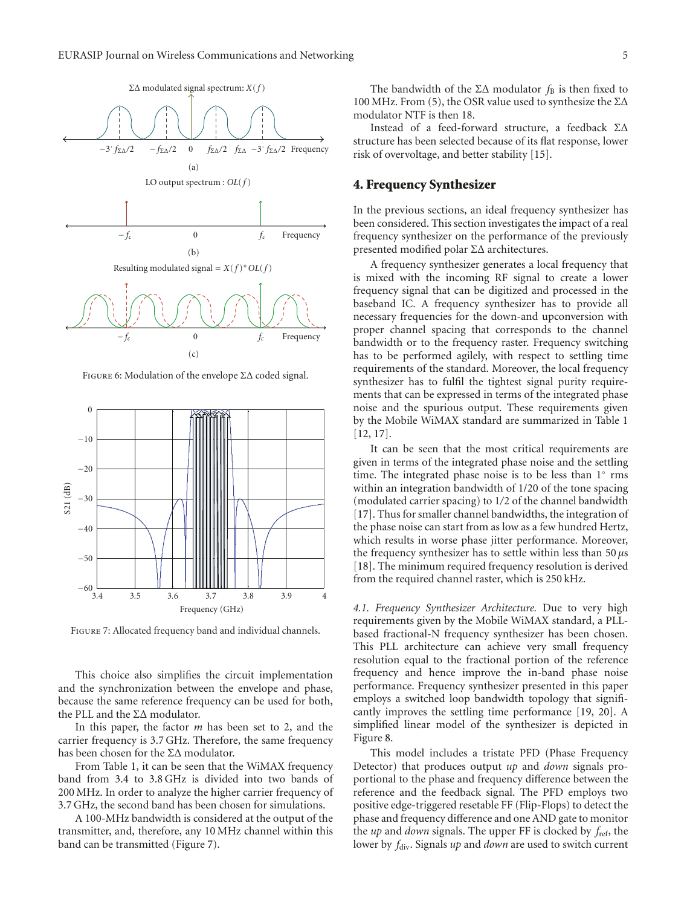Figure 6: Modulation of the envelope ΣΔ coded signal.

Figure 7: Allocated frequency band and individual channels.

This choice also simplifies the circuit implementation and the synchronization between the envelope and phase, because the same reference frequency can be used for both, the PLL and the ΣΔ modulator.

In this paper, the factor $m$ has been set to 2, and the carrier frequency is 3.7 GHz. Therefore, the same frequency has been chosen for the ΣΔ modulator.

From Table 1, it can be seen that the WiMAX frequency band from 3.4 to 3.8 GHz is divided into two bands of 200 MHz. In order to analyze the higher carrier frequency of 3.7 GHz, the second band has been chosen for simulations.

A 100-MHz bandwidth is considered at the output of the transmitter, and, therefore, any 10 MHz channel within this band can be transmitted (Figure 7).

The bandwidth of the ΣΔ modulator $f_B$ is then fixed to 100 MHz. From (5), the OSR value used to synthesize the ΣΔ modulator NTF is then 18.

Instead of a feed-forward structure, a feedback ΣΔ structure has been selected because of its flat response, lower risk of overvoltage, and better stability [15].

## 4. Frequency Synthesizer

In the previous sections, an ideal frequency synthesizer has been considered. This section investigates the impact of a real frequency synthesizer on the performance of the previously presented modified polar ΣΔ architectures.

A frequency synthesizer generates a local frequency that is mixed with the incoming RF signal to create a lower frequency signal that can be digitized and processed in the baseband IC. A frequency synthesizer has to provide all necessary frequencies for the down-and upconversion with proper channel spacing that corresponds to the channel bandwidth or to the frequency raster. Frequency switching has to be performed agilely, with respect to settling time requirements of the standard. Moreover, the local frequency synthesizer has to fulfil the tightest signal purity requirements that can be expressed in terms of the integrated phase noise and the spurious output. These requirements given by the Mobile WiMAX standard are summarized in Table 1 [12, 17].

It can be seen that the most critical requirements are given in terms of the integrated phase noise and the settling time. The integrated phase noise is to be less than 1° rms within an integration bandwidth of 1/20 of the tone spacing (modulated carrier spacing) to 1/2 of the channel bandwidth [17]. Thus for smaller channel bandwidths, the integration of the phase noise can start from as low as a few hundred Hertz, which results in worse phase jitter performance. Moreover, the frequency synthesizer has to settle within less than 50 $\mu$s [18]. The minimum required frequency resolution is derived from the required channel raster, which is 250 kHz.

*4.1. Frequency Synthesizer Architecture.* Due to very high requirements given by the Mobile WiMAX standard, a PLL-based fractional-N frequency synthesizer has been chosen. This PLL architecture can achieve very small frequency resolution equal to the fractional portion of the reference frequency and hence improve the in-band phase noise performance. Frequency synthesizer presented in this paper employs a switched loop bandwidth topology that significantly improves the settling time performance [19, 20]. A simplified linear model of the synthesizer is depicted in Figure 8.

This model includes a tristate PFD (Phase Frequency Detector) that produces output *up* and *down* signals proportional to the phase and frequency difference between the reference and the feedback signal. The PFD employs two positive edge-triggered resetable FF (Flip-Flops) to detect the phase and frequency difference and one AND gate to monitor the *up* and *down* signals. The upper FF is clocked by $f_{\text{ref}}$, the lower by $f_{\text{div}}$. Signals *up* and *down* are used to switch current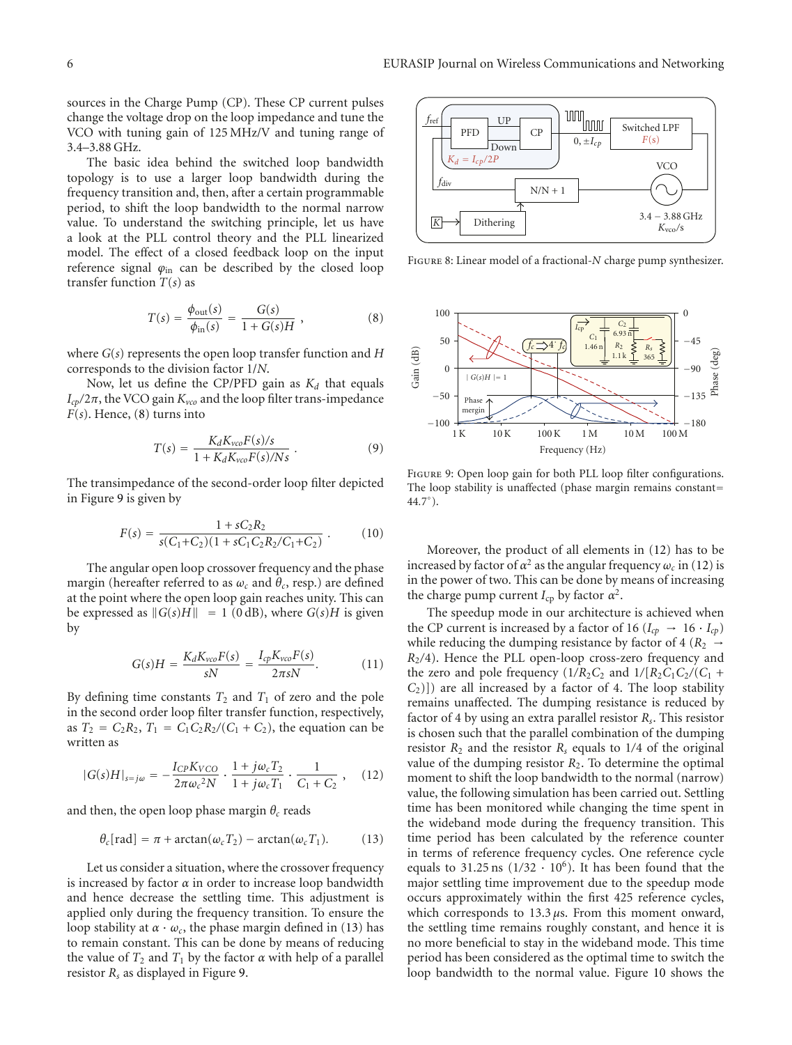sources in the Charge Pump (CP). These CP current pulses change the voltage drop on the loop impedance and tune the VCO with tuning gain of 125 MHz/V and tuning range of 3.4–3.88 GHz.

The basic idea behind the switched loop bandwidth topology is to use a larger loop bandwidth during the frequency transition and, then, after a certain programmable period, to shift the loop bandwidth to the normal narrow value. To understand the switching principle, let us have a look at the PLL control theory and the PLL linearized model. The effect of a closed feedback loop on the input reference signal $\varphi_{\text{in}}$ can be described by the closed loop transfer function $T(s)$ as

$$T(s) = \frac{\phi_{\text{out}}(s)}{\phi_{\text{in}}(s)} = \frac{G(s)}{1 + G(s)H}, \tag{8}$$

where $G(s)$ represents the open loop transfer function and $H$ corresponds to the division factor $1/N$.

Now, let us define the CP/PFD gain as $K_d$ that equals $I_{cp}/2\pi$, the VCO gain $K_{vco}$ and the loop filter trans-impedance $F(s)$. Hence, (8) turns into

$$T(s) = \frac{K_d K_{vco} F(s)/s}{1 + K_d K_{vco} F(s)/Ns}. \tag{9}$$

The transimpedance of the second-order loop filter depicted in Figure 9 is given by

$$F(s) = \frac{1 + sC_2R_2}{s(C_1+C_2)(1 + sC_1C_2R_2/C_1+C_2)}. \tag{10}$$

The angular open loop crossover frequency and the phase margin (hereafter referred to as $\omega_c$ and $\theta_c$, resp.) are defined at the point where the open loop gain reaches unity. This can be expressed as $\|G(s)H\| = 1$ (0 dB), where $G(s)H$ is given by

$$G(s)H = \frac{K_d K_{vco} F(s)}{sN} = \frac{I_{cp} K_{vco} F(s)}{2\pi sN}. \tag{11}$$

By defining time constants $T_2$ and $T_1$ of zero and the pole in the second order loop filter transfer function, respectively, as $T_2 = C_2R_2$, $T_1 = C_1C_2R_2/(C_1 + C_2)$, the equation can be written as

$$|G(s)H|_{s=j\omega} = -\frac{I_{CP}K_{VCO}}{2\pi\omega_c{}^2N} \cdot \frac{1 + j\omega_c T_2}{1 + j\omega_c T_1} \cdot \frac{1}{C_1 + C_2}, \tag{12}$$

and then, the open loop phase margin $\theta_c$ reads

$$\theta_c[\text{rad}] = \pi + \arctan(\omega_c T_2) - \arctan(\omega_c T_1). \tag{13}$$

Let us consider a situation, where the crossover frequency is increased by factor $\alpha$ in order to increase loop bandwidth and hence decrease the settling time. This adjustment is applied only during the frequency transition. To ensure the loop stability at $\alpha \cdot \omega_c$, the phase margin defined in (13) has to remain constant. This can be done by means of reducing the value of $T_2$ and $T_1$ by the factor $\alpha$ with help of a parallel resistor $R_s$ as displayed in Figure 9.

Figure 8: Linear model of a fractional-$N$ charge pump synthesizer.

Figure 9: Open loop gain for both PLL loop filter configurations. The loop stability is unaffected (phase margin remains constant= 44.7°).

Moreover, the product of all elements in (12) has to be increased by factor of $\alpha^2$ as the angular frequency $\omega_c$ in (12) is in the power of two. This can be done by means of increasing the charge pump current $I_{cp}$ by factor $\alpha^2$.

The speedup mode in our architecture is achieved when the CP current is increased by a factor of 16 ($I_{cp} \rightarrow 16 \cdot I_{cp}$) while reducing the dumping resistance by factor of 4 ($R_2 \rightarrow R_2/4$). Hence the PLL open-loop cross-zero frequency and the zero and pole frequency ($1/R_2C_2$ and $1/[R_2C_1C_2/(C_1 + C_2)]$) are all increased by a factor of 4. The loop stability remains unaffected. The dumping resistance is reduced by factor of 4 by using an extra parallel resistor $R_s$. This resistor is chosen such that the parallel combination of the dumping resistor $R_2$ and the resistor $R_s$ equals to 1/4 of the original value of the dumping resistor $R_2$. To determine the optimal moment to shift the loop bandwidth to the normal (narrow) value, the following simulation has been carried out. Settling time has been monitored while changing the time spent in the wideband mode during the frequency transition. This time period has been calculated by the reference counter in terms of reference frequency cycles. One reference cycle equals to 31.25 ns ($1/32 \cdot 10^6$). It has been found that the major settling time improvement due to the speedup mode occurs approximately within the first 425 reference cycles, which corresponds to 13.3 $\mu$s. From this moment onward, the settling time remains roughly constant, and hence it is no more beneficial to stay in the wideband mode. This time period has been considered as the optimal time to switch the loop bandwidth to the normal value. Figure 10 shows the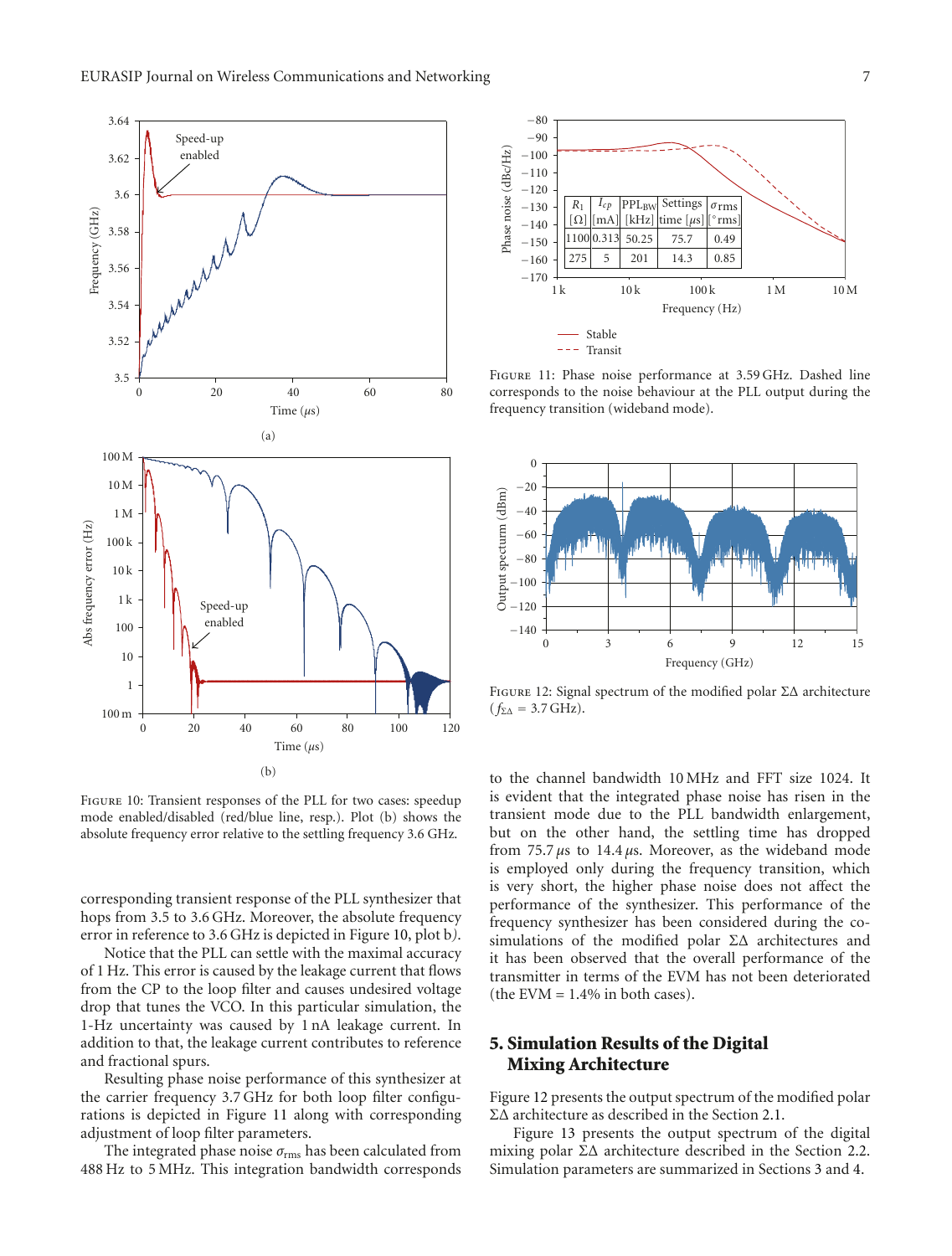Figure 10: Transient responses of the PLL for two cases: speedup mode enabled/disabled (red/blue line, resp.). Plot (b) shows the absolute frequency error relative to the settling frequency 3.6 GHz.

corresponding transient response of the PLL synthesizer that hops from 3.5 to 3.6 GHz. Moreover, the absolute frequency error in reference to 3.6 GHz is depicted in Figure 10, plot b).

Notice that the PLL can settle with the maximal accuracy of 1 Hz. This error is caused by the leakage current that flows from the CP to the loop filter and causes undesired voltage drop that tunes the VCO. In this particular simulation, the 1-Hz uncertainty was caused by 1 nA leakage current. In addition to that, the leakage current contributes to reference and fractional spurs.

Resulting phase noise performance of this synthesizer at the carrier frequency 3.7 GHz for both loop filter configurations is depicted in Figure 11 along with corresponding adjustment of loop filter parameters.

The integrated phase noise $\sigma_{rms}$ has been calculated from 488 Hz to 5 MHz. This integration bandwidth corresponds to the channel bandwidth 10 MHz and FFT size 1024. It is evident that the integrated phase noise has risen in the transient mode due to the PLL bandwidth enlargement, but on the other hand, the settling time has dropped from 75.7 $\mu$s to 14.4 $\mu$s. Moreover, as the wideband mode is employed only during the frequency transition, which is very short, the higher phase noise does not affect the performance of the synthesizer. This performance of the frequency synthesizer has been considered during the co-simulations of the modified polar $\Sigma\Delta$ architectures and it has been observed that the overall performance of the transmitter in terms of the EVM has not been deteriorated (the EVM = 1.4% in both cases).

| $R_1$ [$\Omega$] | $I_{cp}$ [mA] | $\text{PPL}_{\text{BW}}$ [kHz] | Settings time [$\mu$s] | $\sigma$rms [°rms] |
|---|---|---|---|---|
| 1100 | 0.313 | 50.25 | 75.7 | 0.49 |
| 275 | 5 | 201 | 14.3 | 0.85 |

Figure 11: Phase noise performance at 3.59 GHz. Dashed line corresponds to the noise behaviour at the PLL output during the frequency transition (wideband mode).

Figure 12: Signal spectrum of the modified polar $\Sigma\Delta$ architecture ($f_{\Sigma\Delta}$ = 3.7 GHz).

## 5. Simulation Results of the Digital Mixing Architecture

Figure 12 presents the output spectrum of the modified polar $\Sigma\Delta$ architecture as described in the Section 2.1.

Figure 13 presents the output spectrum of the digital mixing polar $\Sigma\Delta$ architecture described in the Section 2.2. Simulation parameters are summarized in Sections 3 and 4.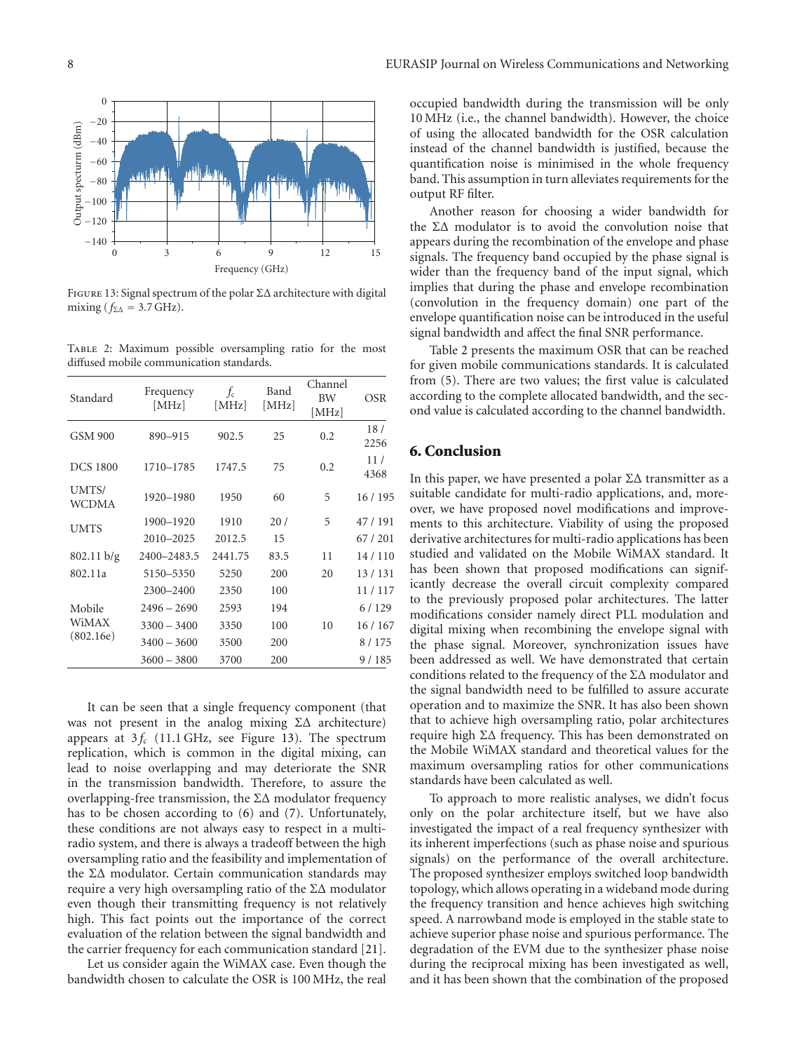Figure 13: Signal spectrum of the polar ΣΔ architecture with digital mixing ($f_{\Sigma\Delta} = 3.7$ GHz).

Table 2: Maximum possible oversampling ratio for the most diffused mobile communication standards.

| Standard | Frequency [MHz] | $f_c$ [MHz] | Band [MHz] | Channel BW [MHz] | OSR |
|---|---|---|---|---|---|
| GSM 900 | 890–915 | 902.5 | 25 | 0.2 | 18 / 2256 |
| DCS 1800 | 1710–1785 | 1747.5 | 75 | 0.2 | 11 / 4368 |
| UMTS/ WCDMA | 1920–1980 | 1950 | 60 | 5 | 16 / 195 |
| UMTS | 1900–1920 | 1910 | 20 / | 5 | 47 / 191 |
| | 2010–2025 | 2012.5 | 15 | | 67 / 201 |
| 802.11 b/g | 2400–2483.5 | 2441.75 | 83.5 | 11 | 14 / 110 |
| 802.11a | 5150–5350 | 5250 | 200 | 20 | 13 / 131 |
| Mobile WiMAX (802.16e) | 2300–2400 | 2350 | 100 | 10 | 11 / 117 |
| | 2496 – 2690 | 2593 | 194 | | 6 / 129 |
| | 3300 – 3400 | 3350 | 100 | | 16 / 167 |
| | 3400 – 3600 | 3500 | 200 | | 8 / 175 |
| | 3600 – 3800 | 3700 | 200 | | 9 / 185 |

It can be seen that a single frequency component (that was not present in the analog mixing ΣΔ architecture) appears at $3f_c$ (11.1 GHz, see Figure 13). The spectrum replication, which is common in the digital mixing, can lead to noise overlapping and may deteriorate the SNR in the transmission bandwidth. Therefore, to assure the overlapping-free transmission, the ΣΔ modulator frequency has to be chosen according to (6) and (7). Unfortunately, these conditions are not always easy to respect in a multi-radio system, and there is always a tradeoff between the high oversampling ratio and the feasibility and implementation of the ΣΔ modulator. Certain communication standards may require a very high oversampling ratio of the ΣΔ modulator even though their transmitting frequency is not relatively high. This fact points out the importance of the correct evaluation of the relation between the signal bandwidth and the carrier frequency for each communication standard [21].

Let us consider again the WiMAX case. Even though the bandwidth chosen to calculate the OSR is 100 MHz, the real occupied bandwidth during the transmission will be only 10 MHz (i.e., the channel bandwidth). However, the choice of using the allocated bandwidth for the OSR calculation instead of the channel bandwidth is justified, because the quantification noise is minimised in the whole frequency band. This assumption in turn alleviates requirements for the output RF filter.

Another reason for choosing a wider bandwidth for the ΣΔ modulator is to avoid the convolution noise that appears during the recombination of the envelope and phase signals. The frequency band occupied by the phase signal is wider than the frequency band of the input signal, which implies that during the phase and envelope recombination (convolution in the frequency domain) one part of the envelope quantification noise can be introduced in the useful signal bandwidth and affect the final SNR performance.

Table 2 presents the maximum OSR that can be reached for given mobile communications standards. It is calculated from (5). There are two values; the first value is calculated according to the complete allocated bandwidth, and the second value is calculated according to the channel bandwidth.

## 6. Conclusion

In this paper, we have presented a polar ΣΔ transmitter as a suitable candidate for multi-radio applications, and, moreover, we have proposed novel modifications and improvements to this architecture. Viability of using the proposed derivative architectures for multi-radio applications has been studied and validated on the Mobile WiMAX standard. It has been shown that proposed modifications can significantly decrease the overall circuit complexity compared to the previously proposed polar architectures. The latter modifications consider namely direct PLL modulation and digital mixing when recombining the envelope signal with the phase signal. Moreover, synchronization issues have been addressed as well. We have demonstrated that certain conditions related to the frequency of the ΣΔ modulator and the signal bandwidth need to be fulfilled to assure accurate operation and to maximize the SNR. It has also been shown that to achieve high oversampling ratio, polar architectures require high ΣΔ frequency. This has been demonstrated on the Mobile WiMAX standard and theoretical values for the maximum oversampling ratios for other communications standards have been calculated as well.

To approach to more realistic analyses, we didn't focus only on the polar architecture itself, but we have also investigated the impact of a real frequency synthesizer with its inherent imperfections (such as phase noise and spurious signals) on the performance of the overall architecture. The proposed synthesizer employs switched loop bandwidth topology, which allows operating in a wideband mode during the frequency transition and hence achieves high switching speed. A narrowband mode is employed in the stable state to achieve superior phase noise and spurious performance. The degradation of the EVM due to the synthesizer phase noise during the reciprocal mixing has been investigated as well, and it has been shown that the combination of the proposed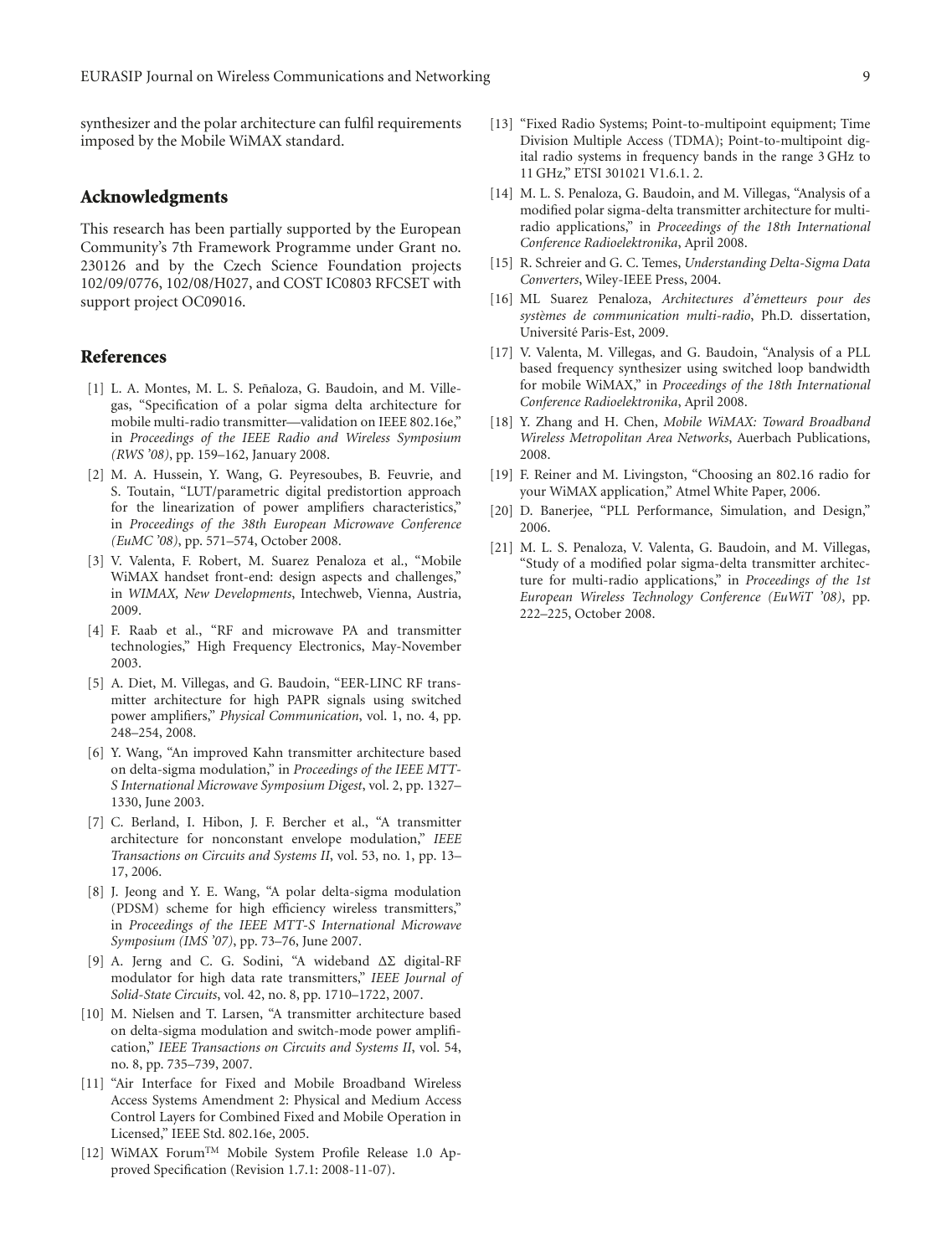synthesizer and the polar architecture can fulfil requirements imposed by the Mobile WiMAX standard.

## Acknowledgments

This research has been partially supported by the European Community's 7th Framework Programme under Grant no. 230126 and by the Czech Science Foundation projects 102/09/0776, 102/08/H027, and COST IC0803 RFCSET with support project OC09016.

## References

[1] L. A. Montes, M. L. S. Peñaloza, G. Baudoin, and M. Villegas, "Specification of a polar sigma delta architecture for mobile multi-radio transmitter—validation on IEEE 802.16e," in *Proceedings of the IEEE Radio and Wireless Symposium (RWS '08)*, pp. 159–162, January 2008.

[2] M. A. Hussein, Y. Wang, G. Peyresoubes, B. Feuvrie, and S. Toutain, "LUT/parametric digital predistortion approach for the linearization of power amplifiers characteristics," in *Proceedings of the 38th European Microwave Conference (EuMC '08)*, pp. 571–574, October 2008.

[3] V. Valenta, F. Robert, M. Suarez Penaloza et al., "Mobile WiMAX handset front-end: design aspects and challenges," in *WIMAX, New Developments*, Intechweb, Vienna, Austria, 2009.

[4] F. Raab et al., "RF and microwave PA and transmitter technologies," High Frequency Electronics, May-November 2003.

[5] A. Diet, M. Villegas, and G. Baudoin, "EER-LINC RF transmitter architecture for high PAPR signals using switched power amplifiers," *Physical Communication*, vol. 1, no. 4, pp. 248–254, 2008.

[6] Y. Wang, "An improved Kahn transmitter architecture based on delta-sigma modulation," in *Proceedings of the IEEE MTT-S International Microwave Symposium Digest*, vol. 2, pp. 1327–1330, June 2003.

[7] C. Berland, I. Hibon, J. F. Bercher et al., "A transmitter architecture for nonconstant envelope modulation," *IEEE Transactions on Circuits and Systems II*, vol. 53, no. 1, pp. 13–17, 2006.

[8] J. Jeong and Y. E. Wang, "A polar delta-sigma modulation (PDSM) scheme for high efficiency wireless transmitters," in *Proceedings of the IEEE MTT-S International Microwave Symposium (IMS '07)*, pp. 73–76, June 2007.

[9] A. Jerng and C. G. Sodini, "A wideband ΔΣ digital-RF modulator for high data rate transmitters," *IEEE Journal of Solid-State Circuits*, vol. 42, no. 8, pp. 1710–1722, 2007.

[10] M. Nielsen and T. Larsen, "A transmitter architecture based on delta-sigma modulation and switch-mode power amplification," *IEEE Transactions on Circuits and Systems II*, vol. 54, no. 8, pp. 735–739, 2007.

[11] "Air Interface for Fixed and Mobile Broadband Wireless Access Systems Amendment 2: Physical and Medium Access Control Layers for Combined Fixed and Mobile Operation in Licensed," IEEE Std. 802.16e, 2005.

[12] WiMAX Forum™ Mobile System Profile Release 1.0 Approved Specification (Revision 1.7.1: 2008-11-07).

[13] "Fixed Radio Systems; Point-to-multipoint equipment; Time Division Multiple Access (TDMA); Point-to-multipoint digital radio systems in frequency bands in the range 3 GHz to 11 GHz," ETSI 301021 V1.6.1. 2.

[14] M. L. S. Penaloza, G. Baudoin, and M. Villegas, "Analysis of a modified polar sigma-delta transmitter architecture for multiradio applications," in *Proceedings of the 18th International Conference Radioelektronika*, April 2008.

[15] R. Schreier and G. C. Temes, *Understanding Delta-Sigma Data Converters*, Wiley-IEEE Press, 2004.

[16] ML Suarez Penaloza, *Architectures d'émetteurs pour des systèmes de communication multi-radio*, Ph.D. dissertation, Université Paris-Est, 2009.

[17] V. Valenta, M. Villegas, and G. Baudoin, "Analysis of a PLL based frequency synthesizer using switched loop bandwidth for mobile WiMAX," in *Proceedings of the 18th International Conference Radioelektronika*, April 2008.

[18] Y. Zhang and H. Chen, *Mobile WiMAX: Toward Broadband Wireless Metropolitan Area Networks*, Auerbach Publications, 2008.

[19] F. Reiner and M. Livingston, "Choosing an 802.16 radio for your WiMAX application," Atmel White Paper, 2006.

[20] D. Banerjee, "PLL Performance, Simulation, and Design," 2006.

[21] M. L. S. Penaloza, V. Valenta, G. Baudoin, and M. Villegas, "Study of a modified polar sigma-delta transmitter architecture for multi-radio applications," in *Proceedings of the 1st European Wireless Technology Conference (EuWiT '08)*, pp. 222–225, October 2008.